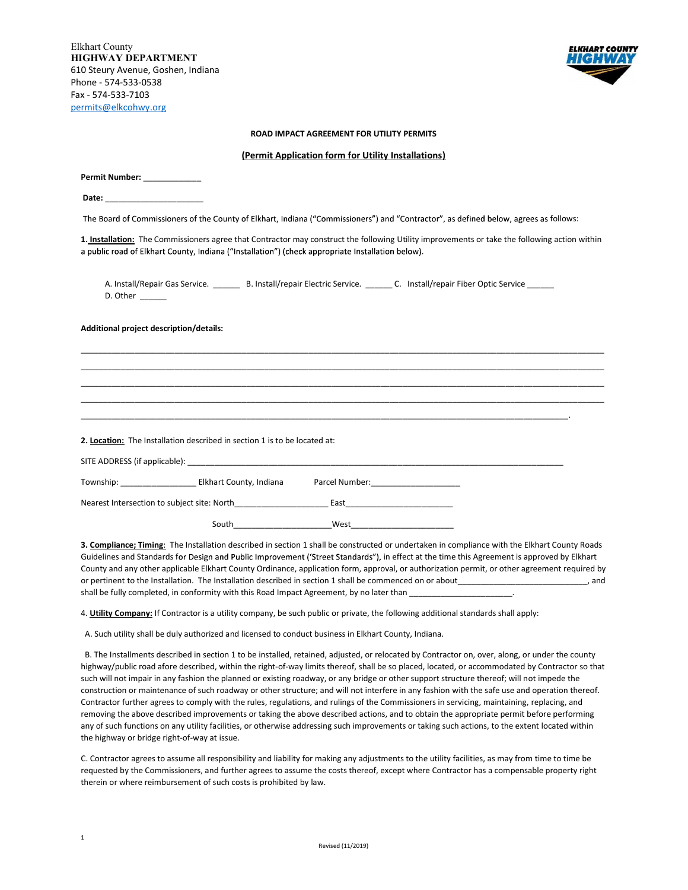Elkhart County
**HIGHWAY DEPARTMENT**
610 Steury Avenue, Goshen, Indiana
Phone - 574-533-0538
Fax - 574-533-7103
permits@elkcohwy.org

**ROAD IMPACT AGREEMENT FOR UTILITY PERMITS**

**(Permit Application form for Utility Installations)**

**Permit Number:** _____________

**Date:** ______________________

The Board of Commissioners of the County of Elkhart, Indiana ("Commissioners") and "Contractor", as defined below, agrees as follows:

**1. Installation:** The Commissioners agree that Contractor may construct the following Utility improvements or take the following action within a public road of Elkhart County, Indiana ("Installation") (check appropriate Installation below).

A. Install/Repair Gas Service. ______ B. Install/repair Electric Service. ______ C. Install/repair Fiber Optic Service ______
D. Other ______

**Additional project description/details:**

____________________________________________________________________________________________________

____________________________________________________________________________________________________

____________________________________________________________________________________________________

____________________________________________________________________________________________________

__________________________________________________________________________________________.

**2. Location:** The Installation described in section 1 is to be located at:

SITE ADDRESS (if applicable): ____________________________________________________________________________________

Township: _________________ Elkhart County, Indiana Parcel Number:____________________

Nearest Intersection to subject site: North____________________ East_______________________

South_____________________West______________________

**3. Compliance; Timing**: The Installation described in section 1 shall be constructed or undertaken in compliance with the Elkhart County Roads Guidelines and Standards for Design and Public Improvement ('Street Standards"), in effect at the time this Agreement is approved by Elkhart County and any other applicable Elkhart County Ordinance, application form, approval, or authorization permit, or other agreement required by or pertinent to the Installation. The Installation described in section 1 shall be commenced on or about______________________________, and shall be fully completed, in conformity with this Road Impact Agreement, by no later than _______________________.

4. **Utility Company:** If Contractor is a utility company, be such public or private, the following additional standards shall apply:

A. Such utility shall be duly authorized and licensed to conduct business in Elkhart County, Indiana.

B. The Installments described in section 1 to be installed, retained, adjusted, or relocated by Contractor on, over, along, or under the county highway/public road afore described, within the right-of-way limits thereof, shall be so placed, located, or accommodated by Contractor so that such will not impair in any fashion the planned or existing roadway, or any bridge or other support structure thereof; will not impede the construction or maintenance of such roadway or other structure; and will not interfere in any fashion with the safe use and operation thereof. Contractor further agrees to comply with the rules, regulations, and rulings of the Commissioners in servicing, maintaining, replacing, and removing the above described improvements or taking the above described actions, and to obtain the appropriate permit before performing any of such functions on any utility facilities, or otherwise addressing such improvements or taking such actions, to the extent located within the highway or bridge right-of-way at issue.

C. Contractor agrees to assume all responsibility and liability for making any adjustments to the utility facilities, as may from time to time be requested by the Commissioners, and further agrees to assume the costs thereof, except where Contractor has a compensable property right therein or where reimbursement of such costs is prohibited by law.

Revised (11/2019)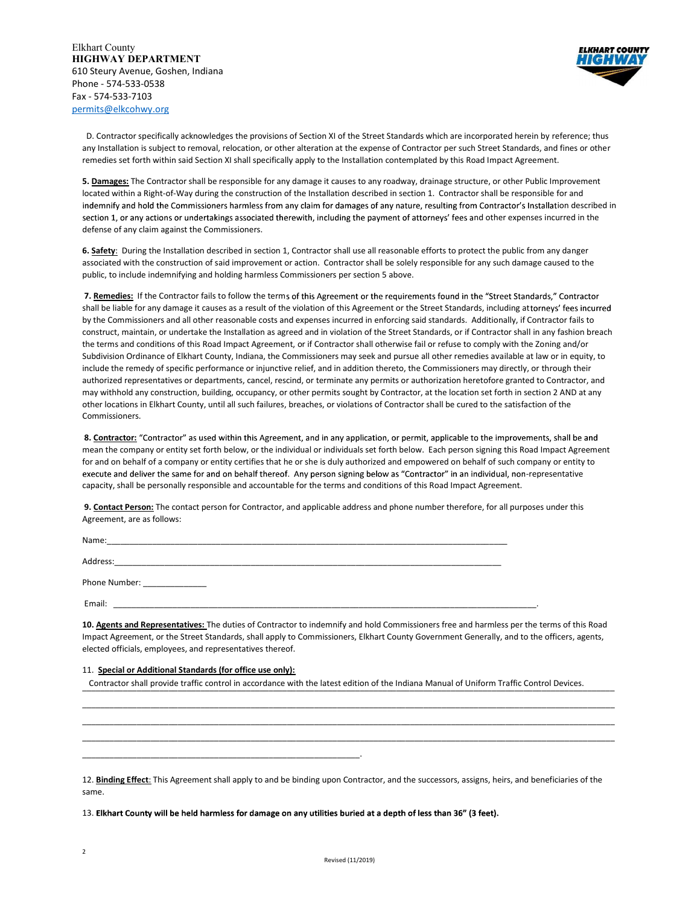Elkhart County
**HIGHWAY DEPARTMENT**
610 Steury Avenue, Goshen, Indiana
Phone - 574-533-0538
Fax - 574-533-7103
permits@elkcohwy.org

D. Contractor specifically acknowledges the provisions of Section XI of the Street Standards which are incorporated herein by reference; thus any Installation is subject to removal, relocation, or other alteration at the expense of Contractor per such Street Standards, and fines or other remedies set forth within said Section XI shall specifically apply to the Installation contemplated by this Road Impact Agreement.

**5. <u>Damages:</u>** The Contractor shall be responsible for any damage it causes to any roadway, drainage structure, or other Public Improvement located within a Right-of-Way during the construction of the Installation described in section 1. Contractor shall be responsible for and indemnify and hold the Commissioners harmless from any claim for damages of any nature, resulting from Contractor's Installation described in section 1, or any actions or undertakings associated therewith, including the payment of attorneys' fees and other expenses incurred in the defense of any claim against the Commissioners.

**6. <u>Safety</u>**: During the Installation described in section 1, Contractor shall use all reasonable efforts to protect the public from any danger associated with the construction of said improvement or action. Contractor shall be solely responsible for any such damage caused to the public, to include indemnifying and holding harmless Commissioners per section 5 above.

**7. <u>Remedies:</u>** If the Contractor fails to follow the terms of this Agreement or the requirements found in the "Street Standards," Contractor shall be liable for any damage it causes as a result of the violation of this Agreement or the Street Standards, including attorneys' fees incurred by the Commissioners and all other reasonable costs and expenses incurred in enforcing said standards. Additionally, if Contractor fails to construct, maintain, or undertake the Installation as agreed and in violation of the Street Standards, or if Contractor shall in any fashion breach the terms and conditions of this Road Impact Agreement, or if Contractor shall otherwise fail or refuse to comply with the Zoning and/or Subdivision Ordinance of Elkhart County, Indiana, the Commissioners may seek and pursue all other remedies available at law or in equity, to include the remedy of specific performance or injunctive relief, and in addition thereto, the Commissioners may directly, or through their authorized representatives or departments, cancel, rescind, or terminate any permits or authorization heretofore granted to Contractor, and may withhold any construction, building, occupancy, or other permits sought by Contractor, at the location set forth in section 2 AND at any other locations in Elkhart County, until all such failures, breaches, or violations of Contractor shall be cured to the satisfaction of the Commissioners.

**8. <u>Contractor:</u>** "Contractor" as used within this Agreement, and in any application, or permit, applicable to the improvements, shall be and mean the company or entity set forth below, or the individual or individuals set forth below. Each person signing this Road Impact Agreement for and on behalf of a company or entity certifies that he or she is duly authorized and empowered on behalf of such company or entity to execute and deliver the same for and on behalf thereof. Any person signing below as "Contractor" in an individual, non-representative capacity, shall be personally responsible and accountable for the terms and conditions of this Road Impact Agreement.

**9. <u>Contact Person:</u>** The contact person for Contractor, and applicable address and phone number therefore, for all purposes under this Agreement, are as follows:

Name:_______________________________________________________________________________

Address:_____________________________________________________________________________

Phone Number: _____________

Email: ______________________________________________________________________________.

**10. <u>Agents and Representatives:</u>** The duties of Contractor to indemnify and hold Commissioners free and harmless per the terms of this Road Impact Agreement, or the Street Standards, shall apply to Commissioners, Elkhart County Government Generally, and to the officers, agents, elected officials, employees, and representatives thereof.

11. **<u>Special or Additional Standards (for office use only):</u>**

Contractor shall provide traffic control in accordance with the latest edition of the Indiana Manual of Uniform Traffic Control Devices.
_____________________________________________________________________________________________
_____________________________________________________________________________________________
_____________________________________________________________________________________________
_____________________________________________________________________________________________
_______________________________________________________.

12. **<u>Binding Effect</u>**: This Agreement shall apply to and be binding upon Contractor, and the successors, assigns, heirs, and beneficiaries of the same.

13. **Elkhart County will be held harmless for damage on any utilities buried at a depth of less than 36" (3 feet).**

Revised (11/2019)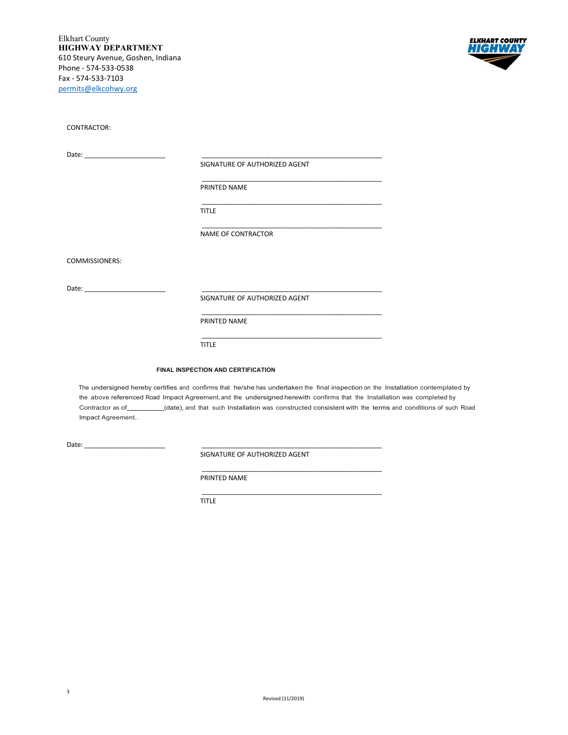Elkhart County
**HIGHWAY DEPARTMENT**
610 Steury Avenue, Goshen, Indiana
Phone - 574-533-0538
Fax - 574-533-7103
permits@elkcohwy.org

CONTRACTOR:

Date: ______________________

_________________________________________________
SIGNATURE OF AUTHORIZED AGENT

_________________________________________________
PRINTED NAME

_________________________________________________
TITLE

_________________________________________________
NAME OF CONTRACTOR

COMMISSIONERS:

Date: ______________________

_________________________________________________
SIGNATURE OF AUTHORIZED AGENT

_________________________________________________
PRINTED NAME

_________________________________________________
TITLE

**FINAL INSPECTION AND CERTIFICATION**

The undersigned hereby certifies and confirms that he/she has undertaken the final inspection on the Installation contemplated by the above referenced Road Impact Agreement, and the undersigned herewith confirms that the Installation was completed by Contractor as of__________(date), and that such Installation was constructed consistent with the terms and conditions of such Road Impact Agreement..

Date: ______________________

_________________________________________________
SIGNATURE OF AUTHORIZED AGENT

_________________________________________________
PRINTED NAME

_________________________________________________
TITLE

Revised (11/2019)